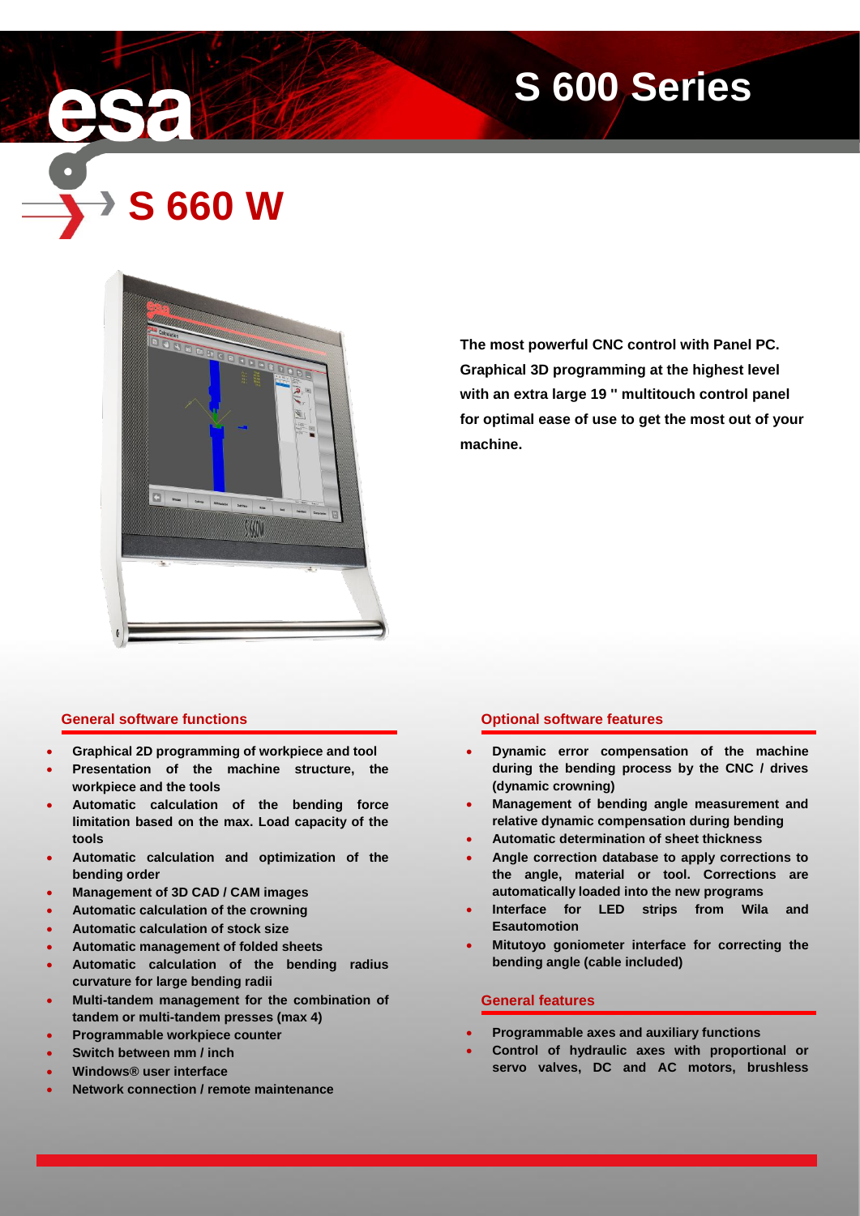# S 600 Series

## S 660 W

**The most powerful CNC control with Panel PC. Graphical 3D programming at the highest level with an extra large 19 '' multitouch control panel for optimal ease of use to get the most out of your machine.**

### General software functions

- **Graphical 2D programming of workpiece and tool**
- **Presentation of the machine structure, the workpiece and the tools**
- **Automatic calculation of the bending force limitation based on the max. Load capacity of the tools**
- **Automatic calculation and optimization of the bending order**
- **Management of 3D CAD / CAM images**
- **Automatic calculation of the crowning**
- **Automatic calculation of stock size**
- **Automatic management of folded sheets**
- **Automatic calculation of the bending radius curvature for large bending radii**
- **Multi-tandem management for the combination of tandem or multi-tandem presses (max 4)**
- **Programmable workpiece counter**
- **Switch between mm / inch**
- **Windows® user interface**
- **Network connection / remote maintenance**

### Optional software features

- **Dynamic error compensation of the machine during the bending process by the CNC / drives (dynamic crowning)**
- **Management of bending angle measurement and relative dynamic compensation during bending**
- **Automatic determination of sheet thickness**
- **Angle correction database to apply corrections to the angle, material or tool. Corrections are automatically loaded into the new programs**
- **Interface for LED strips from Wila and Esautomotion**
- **Mitutoyo goniometer interface for correcting the bending angle (cable included)**

### General features

- **Programmable axes and auxiliary functions**
- **Control of hydraulic axes with proportional or servo valves, DC and AC motors, brushless**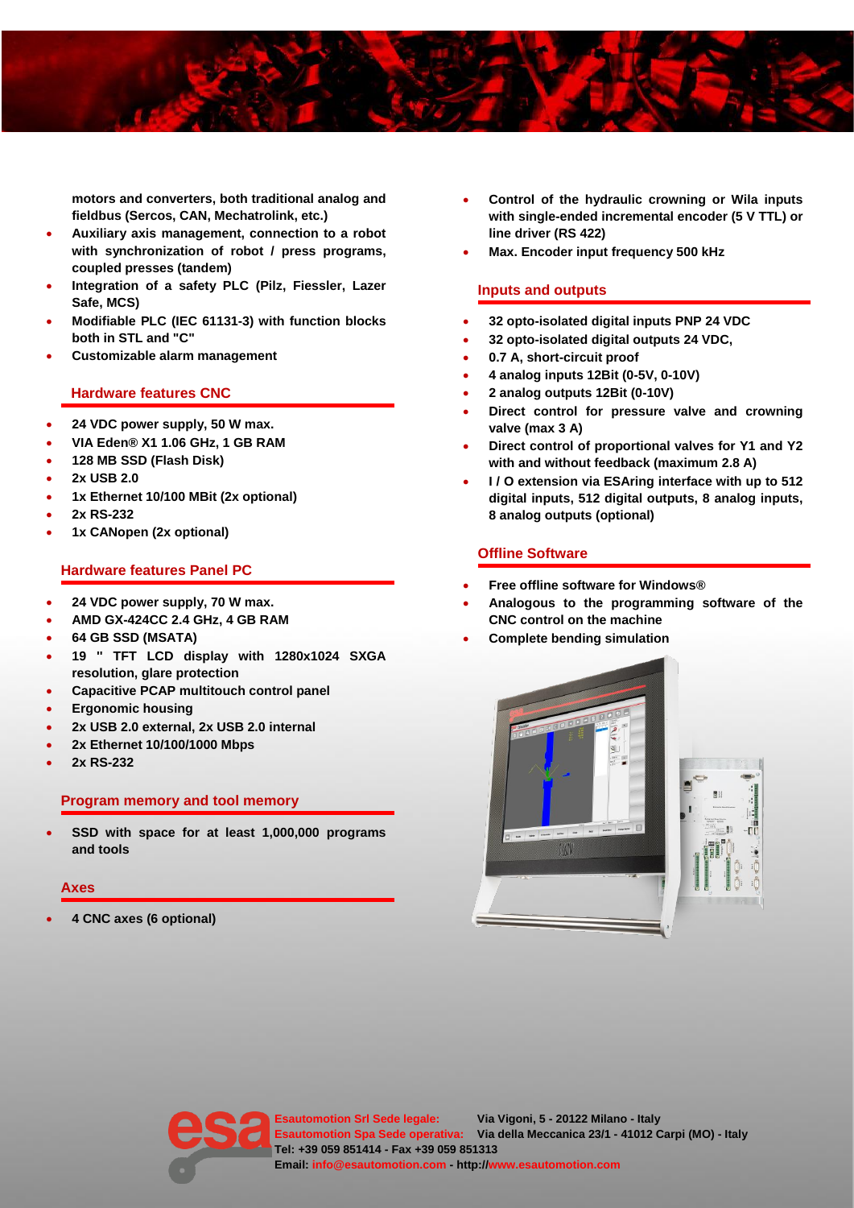motors and converters, both traditional analog and fieldbus (Sercos, CAN, Mechatrolink, etc.)

- Auxiliary axis management, connection to a robot with synchronization of robot / press programs, coupled presses (tandem)
- Integration of a safety PLC (Pilz, Fiessler, Lazer Safe, MCS)
- Modifiable PLC (IEC 61131-3) with function blocks both in STL and "C"
- Customizable alarm management

## Hardware features CNC

- 24 VDC power supply, 50 W max.
- VIA Eden® X1 1.06 GHz, 1 GB RAM
- 128 MB SSD (Flash Disk)
- 2x USB 2.0
- 1x Ethernet 10/100 MBit (2x optional)
- 2x RS-232
- 1x CANopen (2x optional)

## Hardware features Panel PC

- 24 VDC power supply, 70 W max.
- AMD GX-424CC 2.4 GHz, 4 GB RAM
- 64 GB SSD (MSATA)
- 19 " TFT LCD display with 1280x1024 SXGA resolution, glare protection
- Capacitive PCAP multitouch control panel
- Ergonomic housing
- 2x USB 2.0 external, 2x USB 2.0 internal
- 2x Ethernet 10/100/1000 Mbps
- 2x RS-232

## Program memory and tool memory

- SSD with space for at least 1,000,000 programs and tools

## Axes

- 4 CNC axes (6 optional)
- Control of the hydraulic crowning or Wila inputs with single-ended incremental encoder (5 V TTL) or line driver (RS 422)
- Max. Encoder input frequency 500 kHz

## Inputs and outputs

- 32 opto-isolated digital inputs PNP 24 VDC
- 32 opto-isolated digital outputs 24 VDC,
- 0.7 A, short-circuit proof
- 4 analog inputs 12Bit (0-5V, 0-10V)
- 2 analog outputs 12Bit (0-10V)
- Direct control for pressure valve and crowning valve (max 3 A)
- Direct control of proportional valves for Y1 and Y2 with and without feedback (maximum 2.8 A)
- I / O extension via ESAring interface with up to 512 digital inputs, 512 digital outputs, 8 analog inputs, 8 analog outputs (optional)

## Offline Software

- Free offline software for Windows®
- Analogous to the programming software of the CNC control on the machine
- Complete bending simulation

**Esautomotion Srl Sede legale:** Via Vigoni, 5 - 20122 Milano - Italy
**Esautomotion Spa Sede operativa:** Via della Meccanica 23/1 - 41012 Carpi (MO) - Italy
Tel: +39 059 851414 - Fax +39 059 851313
Email: info@esautomotion.com - http://www.esautomotion.com